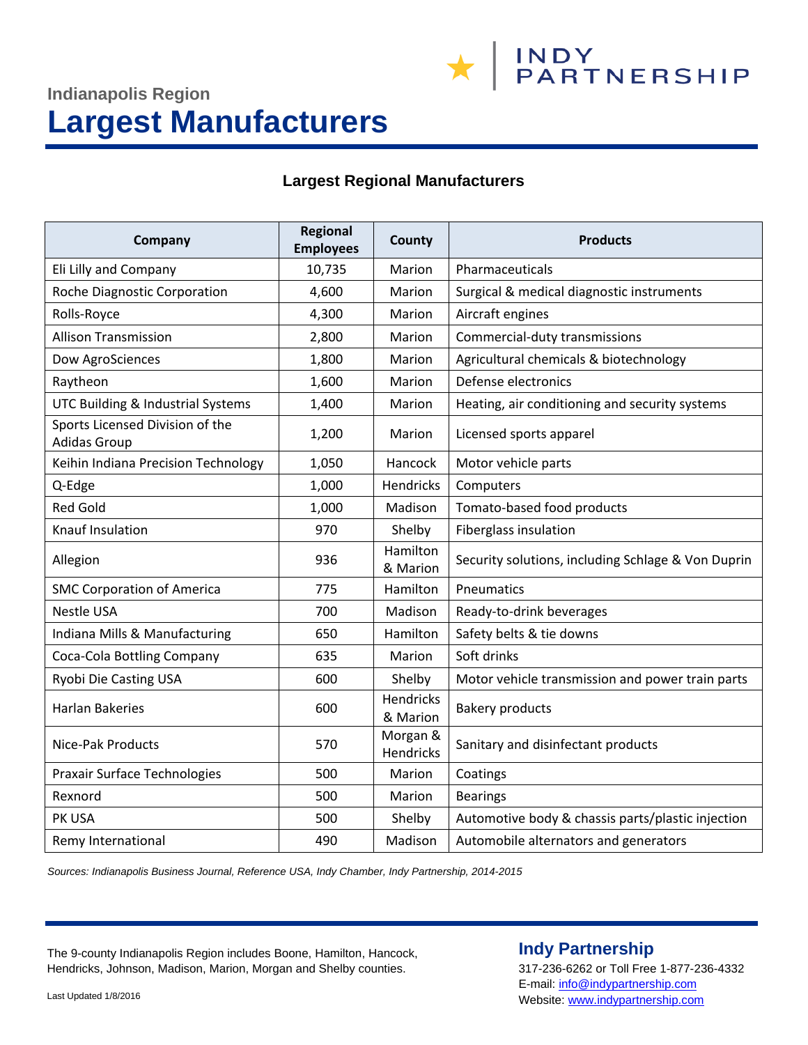Indianapolis Region

# Largest Manufacturers

INDY PARTNERSHIP

## Largest Regional Manufacturers

| Company | Regional Employees | County | Products |
|---|---|---|---|
| Eli Lilly and Company | 10,735 | Marion | Pharmaceuticals |
| Roche Diagnostic Corporation | 4,600 | Marion | Surgical & medical diagnostic instruments |
| Rolls-Royce | 4,300 | Marion | Aircraft engines |
| Allison Transmission | 2,800 | Marion | Commercial-duty transmissions |
| Dow AgroSciences | 1,800 | Marion | Agricultural chemicals & biotechnology |
| Raytheon | 1,600 | Marion | Defense electronics |
| UTC Building & Industrial Systems | 1,400 | Marion | Heating, air conditioning and security systems |
| Sports Licensed Division of the Adidas Group | 1,200 | Marion | Licensed sports apparel |
| Keihin Indiana Precision Technology | 1,050 | Hancock | Motor vehicle parts |
| Q-Edge | 1,000 | Hendricks | Computers |
| Red Gold | 1,000 | Madison | Tomato-based food products |
| Knauf Insulation | 970 | Shelby | Fiberglass insulation |
| Allegion | 936 | Hamilton & Marion | Security solutions, including Schlage & Von Duprin |
| SMC Corporation of America | 775 | Hamilton | Pneumatics |
| Nestle USA | 700 | Madison | Ready-to-drink beverages |
| Indiana Mills & Manufacturing | 650 | Hamilton | Safety belts & tie downs |
| Coca-Cola Bottling Company | 635 | Marion | Soft drinks |
| Ryobi Die Casting USA | 600 | Shelby | Motor vehicle transmission and power train parts |
| Harlan Bakeries | 600 | Hendricks & Marion | Bakery products |
| Nice-Pak Products | 570 | Morgan & Hendricks | Sanitary and disinfectant products |
| Praxair Surface Technologies | 500 | Marion | Coatings |
| Rexnord | 500 | Marion | Bearings |
| PK USA | 500 | Shelby | Automotive body & chassis parts/plastic injection |
| Remy International | 490 | Madison | Automobile alternators and generators |

*Sources: Indianapolis Business Journal, Reference USA, Indy Chamber, Indy Partnership, 2014-2015*

The 9-county Indianapolis Region includes Boone, Hamilton, Hancock, Hendricks, Johnson, Madison, Marion, Morgan and Shelby counties.

Last Updated 1/8/2016

**Indy Partnership**

317-236-6262 or Toll Free 1-877-236-4332
E-mail: info@indypartnership.com
Website: www.indypartnership.com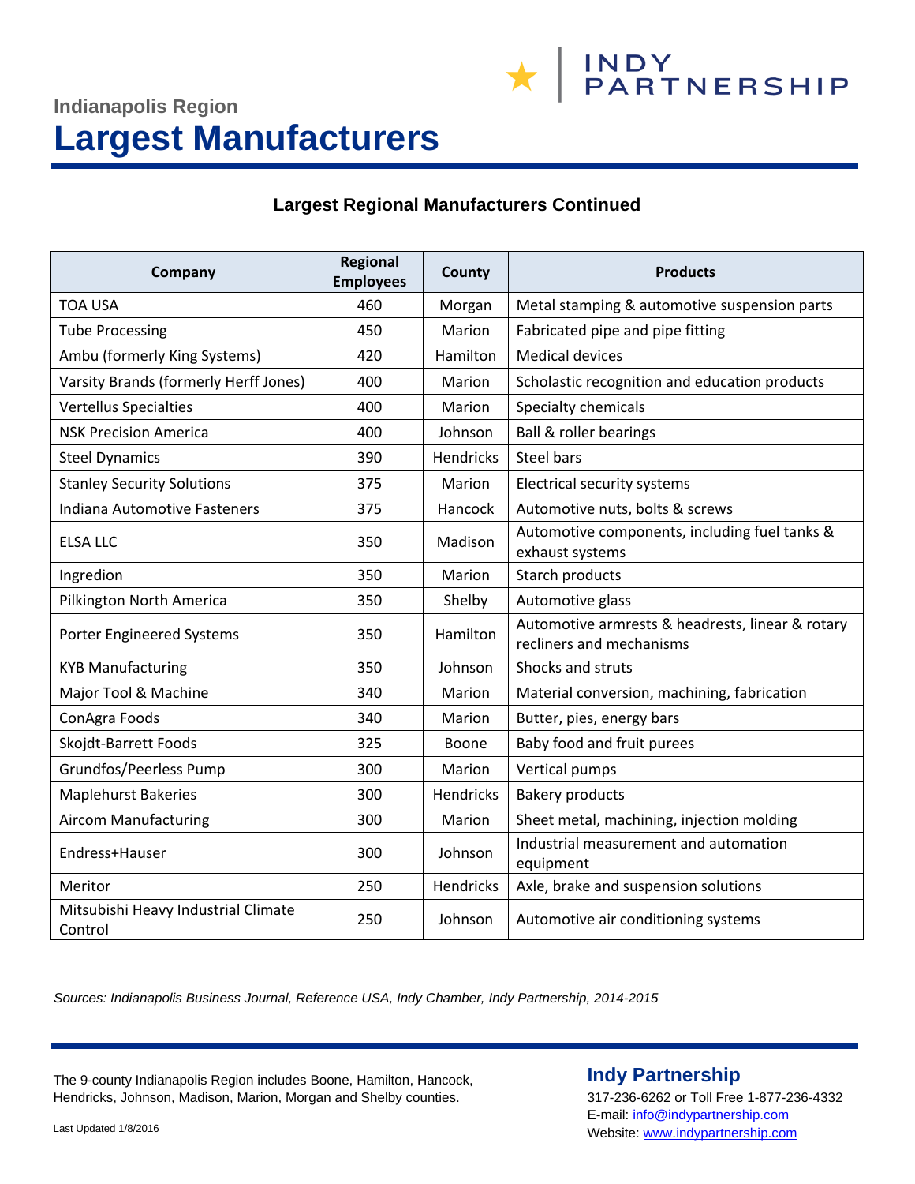Indianapolis Region

# Largest Manufacturers

INDY PARTNERSHIP

## Largest Regional Manufacturers Continued

| Company | Regional Employees | County | Products |
|---|---|---|---|
| TOA USA | 460 | Morgan | Metal stamping & automotive suspension parts |
| Tube Processing | 450 | Marion | Fabricated pipe and pipe fitting |
| Ambu (formerly King Systems) | 420 | Hamilton | Medical devices |
| Varsity Brands (formerly Herff Jones) | 400 | Marion | Scholastic recognition and education products |
| Vertellus Specialties | 400 | Marion | Specialty chemicals |
| NSK Precision America | 400 | Johnson | Ball & roller bearings |
| Steel Dynamics | 390 | Hendricks | Steel bars |
| Stanley Security Solutions | 375 | Marion | Electrical security systems |
| Indiana Automotive Fasteners | 375 | Hancock | Automotive nuts, bolts & screws |
| ELSA LLC | 350 | Madison | Automotive components, including fuel tanks & exhaust systems |
| Ingredion | 350 | Marion | Starch products |
| Pilkington North America | 350 | Shelby | Automotive glass |
| Porter Engineered Systems | 350 | Hamilton | Automotive armrests & headrests, linear & rotary recliners and mechanisms |
| KYB Manufacturing | 350 | Johnson | Shocks and struts |
| Major Tool & Machine | 340 | Marion | Material conversion, machining, fabrication |
| ConAgra Foods | 340 | Marion | Butter, pies, energy bars |
| Skojdt-Barrett Foods | 325 | Boone | Baby food and fruit purees |
| Grundfos/Peerless Pump | 300 | Marion | Vertical pumps |
| Maplehurst Bakeries | 300 | Hendricks | Bakery products |
| Aircom Manufacturing | 300 | Marion | Sheet metal, machining, injection molding |
| Endress+Hauser | 300 | Johnson | Industrial measurement and automation equipment |
| Meritor | 250 | Hendricks | Axle, brake and suspension solutions |
| Mitsubishi Heavy Industrial Climate Control | 250 | Johnson | Automotive air conditioning systems |

*Sources: Indianapolis Business Journal, Reference USA, Indy Chamber, Indy Partnership, 2014-2015*

The 9-county Indianapolis Region includes Boone, Hamilton, Hancock, Hendricks, Johnson, Madison, Marion, Morgan and Shelby counties.

Last Updated 1/8/2016

### Indy Partnership

317-236-6262 or Toll Free 1-877-236-4332
E-mail: info@indypartnership.com
Website: www.indypartnership.com